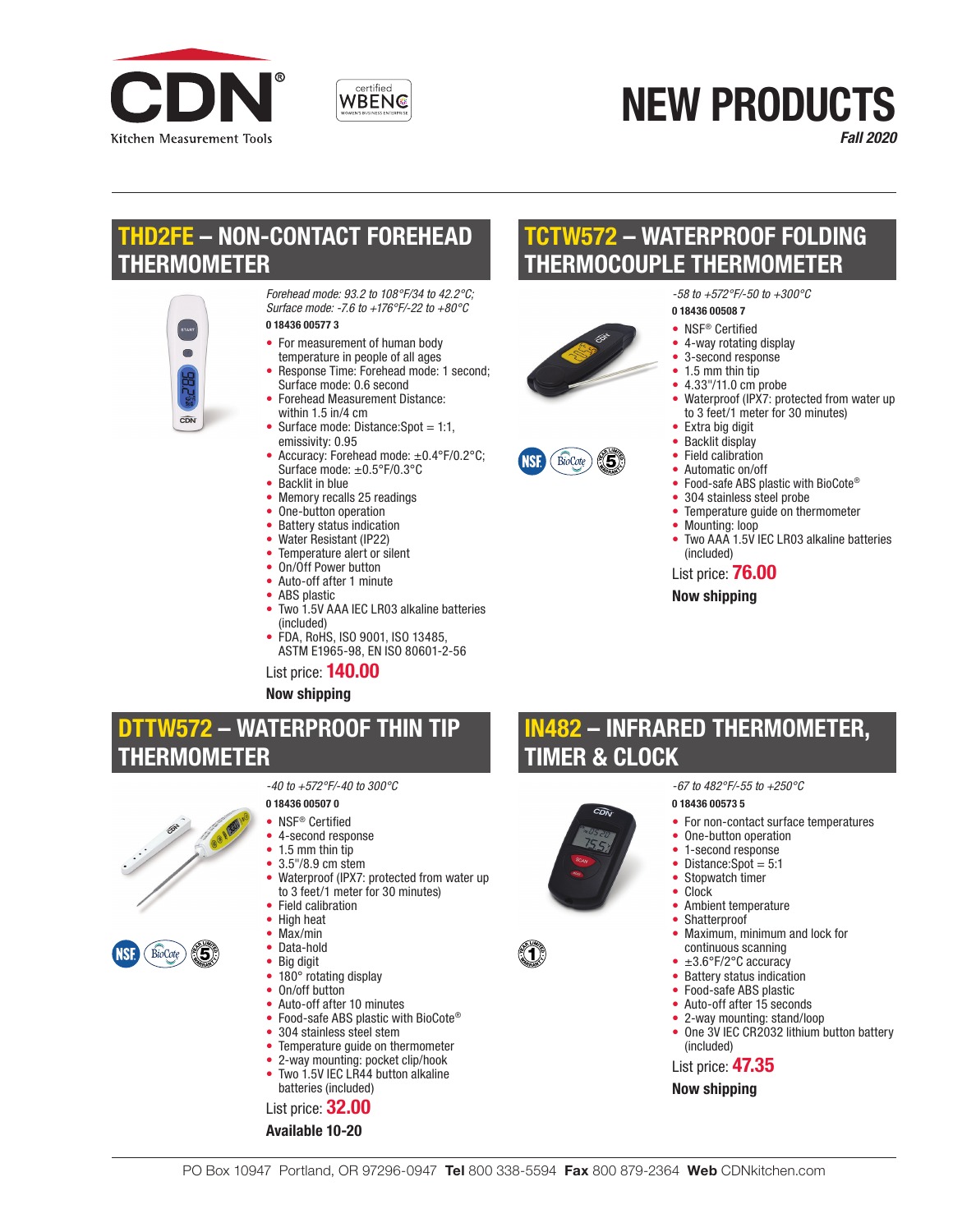CDN® Kitchen Measurement Tools

certified WBENC WOMEN'S BUSINESS ENTERPRISE

# NEW PRODUCTS

*Fall 2020*

## THD2FE – NON-CONTACT FOREHEAD THERMOMETER

*Forehead mode: 93.2 to 108°F/34 to 42.2°C; Surface mode: -7.6 to +176°F/-22 to +80°C*

**0 18436 00577 3**

- For measurement of human body temperature in people of all ages
- Response Time: Forehead mode: 1 second; Surface mode: 0.6 second
- Forehead Measurement Distance: within 1.5 in/4 cm
- Surface mode: Distance:Spot = 1:1, emissivity: 0.95
- Accuracy: Forehead mode: ±0.4°F/0.2°C; Surface mode: ±0.5°F/0.3°C
- Backlit in blue
- Memory recalls 25 readings
- One-button operation
- Battery status indication
- Water Resistant (IP22)
- Temperature alert or silent
- On/Off Power button
- Auto-off after 1 minute
- ABS plastic
- Two 1.5V AAA IEC LR03 alkaline batteries (included)
- FDA, RoHS, ISO 9001, ISO 13485, ASTM E1965-98, EN ISO 80601-2-56

List price: **140.00**

**Now shipping**

## TCTW572 – WATERPROOF FOLDING THERMOCOUPLE THERMOMETER

*-58 to +572°F/-50 to +300°C*

**0 18436 00508 7**

- NSF® Certified
- 4-way rotating display
- 3-second response
- 1.5 mm thin tip
- 4.33"/11.0 cm probe
- Waterproof (IPX7: protected from water up to 3 feet/1 meter for 30 minutes)
- Extra big digit
- Backlit display
- Field calibration
- Automatic on/off
- Food-safe ABS plastic with BioCote®
- 304 stainless steel probe
- Temperature guide on thermometer
- Mounting: loop
- Two AAA 1.5V IEC LR03 alkaline batteries (included)

List price: **76.00**

**Now shipping**

## DTTW572 – WATERPROOF THIN TIP THERMOMETER

*-40 to +572°F/-40 to 300°C*

**0 18436 00507 0**

- NSF® Certified
- 4-second response
- 1.5 mm thin tip
- 3.5"/8.9 cm stem
- Waterproof (IPX7: protected from water up to 3 feet/1 meter for 30 minutes)
- Field calibration
- High heat
- Max/min
- Data-hold
- Big digit
- 180° rotating display
- On/off button
- Auto-off after 10 minutes
- Food-safe ABS plastic with BioCote®
- 304 stainless steel stem
- Temperature guide on thermometer
- 2-way mounting: pocket clip/hook
- Two 1.5V IEC LR44 button alkaline batteries (included)

List price: **32.00**

**Available 10-20**

## IN482 – INFRARED THERMOMETER, TIMER & CLOCK

*-67 to 482°F/-55 to +250°C*

**0 18436 00573 5**

- For non-contact surface temperatures
- One-button operation
- 1-second response
- Distance:Spot = 5:1
- Stopwatch timer
- Clock
- Ambient temperature
- Shatterproof
- Maximum, minimum and lock for continuous scanning
- ±3.6°F/2°C accuracy
- Battery status indication
- Food-safe ABS plastic
- Auto-off after 15 seconds
- 2-way mounting: stand/loop
- One 3V IEC CR2032 lithium button battery (included)

List price: **47.35**

**Now shipping**

PO Box 10947 Portland, OR 97296-0947 **Tel** 800 338-5594 **Fax** 800 879-2364 **Web** CDNkitchen.com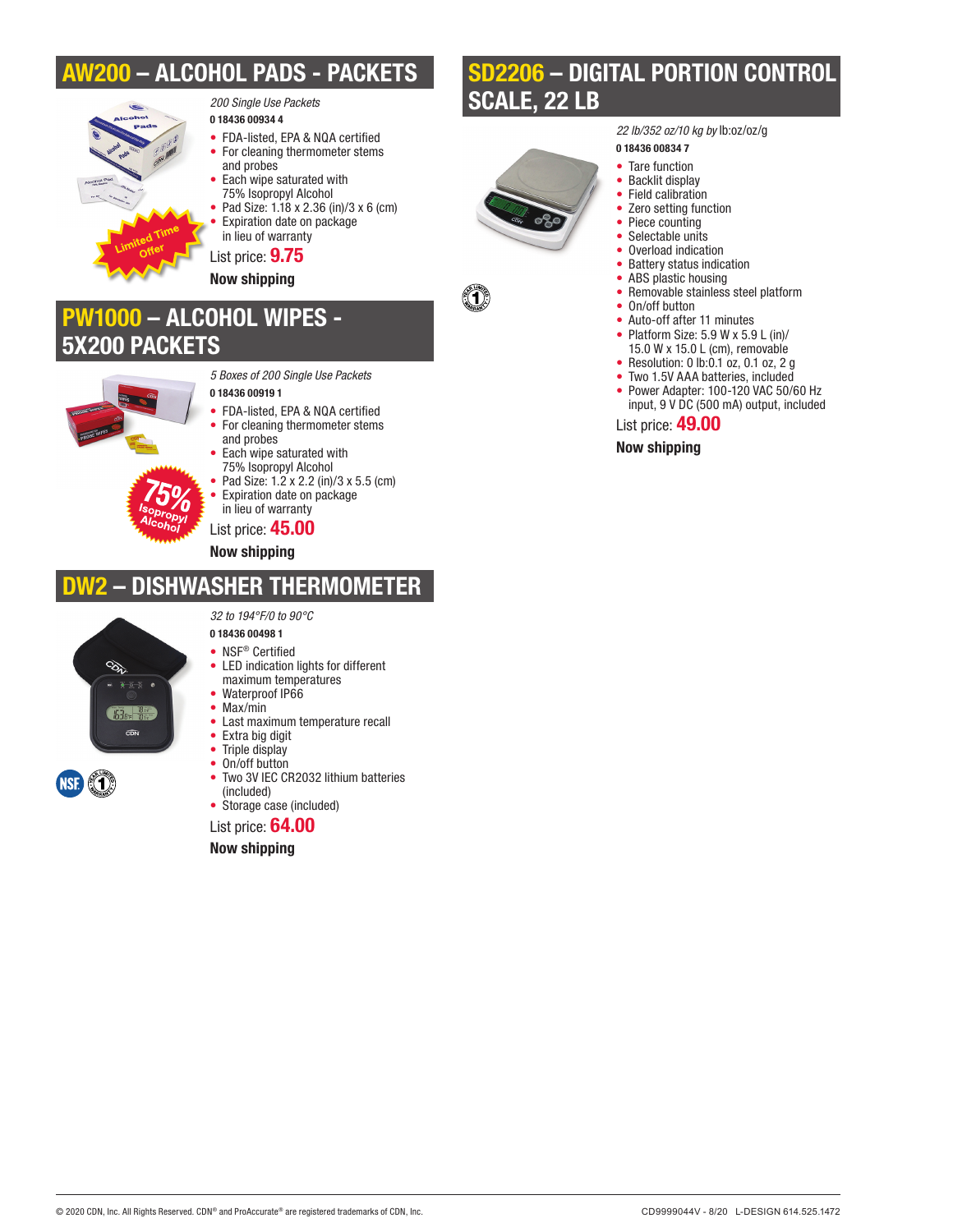## AW200 – ALCOHOL PADS - PACKETS

Limited Time Offer

*200 Single Use Packets*

**0 18436 00934 4**

- FDA-listed, EPA & NQA certified
- For cleaning thermometer stems and probes
- Each wipe saturated with 75% Isopropyl Alcohol
- Pad Size: 1.18 x 2.36 (in)/3 x 6 (cm)
- Expiration date on package in lieu of warranty

List price: **9.75**

**Now shipping**

## PW1000 – ALCOHOL WIPES - 5X200 PACKETS

75% Isopropyl Alcohol

*5 Boxes of 200 Single Use Packets*

**0 18436 00919 1**

- FDA-listed, EPA & NQA certified
- For cleaning thermometer stems and probes
- Each wipe saturated with 75% Isopropyl Alcohol
- Pad Size: 1.2 x 2.2 (in)/3 x 5.5 (cm)
- Expiration date on package in lieu of warranty

List price: **45.00**

**Now shipping**

## DW2 – DISHWASHER THERMOMETER

*32 to 194°F/0 to 90°C*

**0 18436 00498 1**

- NSF® Certified
- LED indication lights for different maximum temperatures
- Waterproof IP66
- Max/min
- Last maximum temperature recall
- Extra big digit
- Triple display
- On/off button
- Two 3V IEC CR2032 lithium batteries (included)
- Storage case (included)

List price: **64.00**

**Now shipping**

## SD2206 – DIGITAL PORTION CONTROL SCALE, 22 LB

*22 lb/352 oz/10 kg by* lb:oz/oz/g

**0 18436 00834 7**

- Tare function
- Backlit display
- Field calibration
- Zero setting function
- Piece counting
- Selectable units
- Overload indication
- Battery status indication
- ABS plastic housing
- Removable stainless steel platform
- On/off button
- Auto-off after 11 minutes
- Platform Size: 5.9 W x 5.9 L (in)/ 15.0 W x 15.0 L (cm), removable
- Resolution: 0 lb:0.1 oz, 0.1 oz, 2 g
- Two 1.5V AAA batteries, included
- Power Adapter: 100-120 VAC 50/60 Hz input, 9 V DC (500 mA) output, included

List price: **49.00**

**Now shipping**

© 2020 CDN, Inc. All Rights Reserved. CDN® and ProAccurate® are registered trademarks of CDN, Inc.

CD9999044V - 8/20 L-DESIGN 614.525.1472